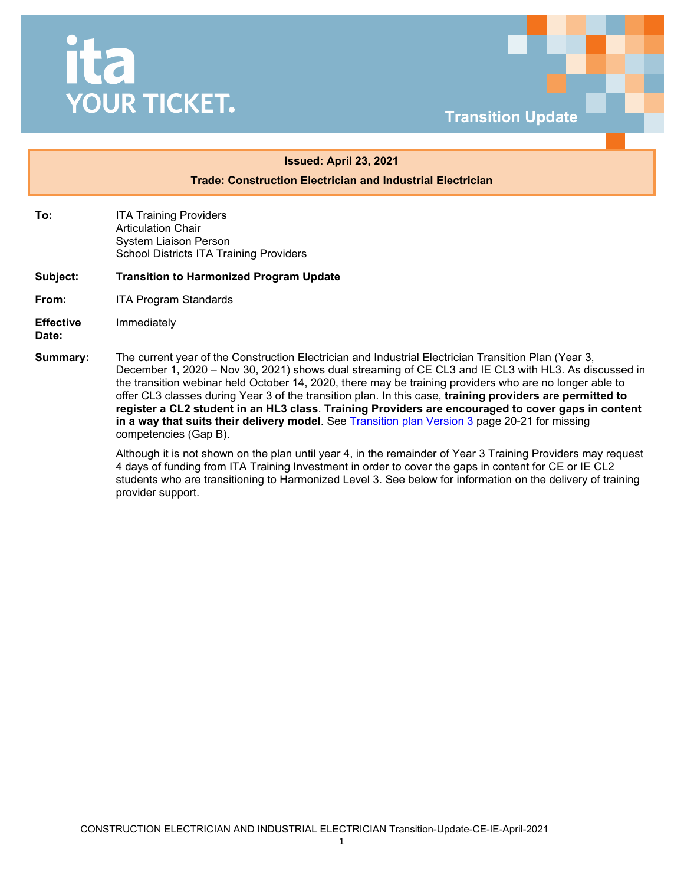# ita YOUR TICKET.

## Transition Update

**Issued: April 23, 2021**

**Trade: Construction Electrician and Industrial Electrician**

**To:** ITA Training Providers
Articulation Chair
System Liaison Person
School Districts ITA Training Providers

**Subject:** **Transition to Harmonized Program Update**

**From:** ITA Program Standards

**Effective Date:** Immediately

**Summary:** The current year of the Construction Electrician and Industrial Electrician Transition Plan (Year 3, December 1, 2020 – Nov 30, 2021) shows dual streaming of CE CL3 and IE CL3 with HL3. As discussed in the transition webinar held October 14, 2020, there may be training providers who are no longer able to offer CL3 classes during Year 3 of the transition plan. In this case, **training providers are permitted to register a CL2 student in an HL3 class**. **Training Providers are encouraged to cover gaps in content in a way that suits their delivery model**. See Transition plan Version 3 page 20-21 for missing competencies (Gap B).

Although it is not shown on the plan until year 4, in the remainder of Year 3 Training Providers may request 4 days of funding from ITA Training Investment in order to cover the gaps in content for CE or IE CL2 students who are transitioning to Harmonized Level 3. See below for information on the delivery of training provider support.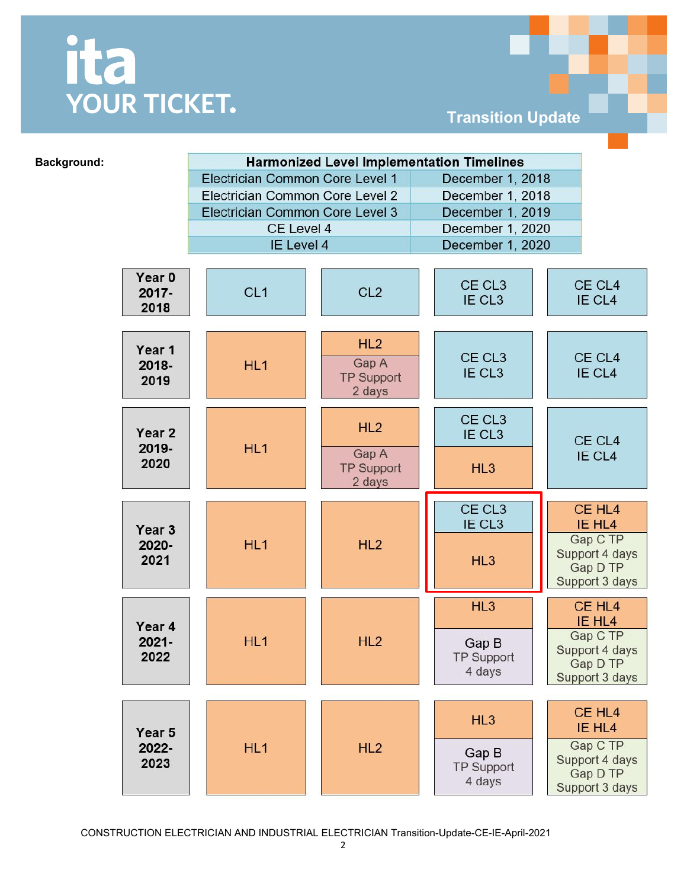# ita YOUR TICKET.

## Transition Update

**Background:**

| Harmonized Level Implementation Timelines | |
|---|---|
| Electrician Common Core Level 1 | December 1, 2018 |
| Electrician Common Core Level 2 | December 1, 2018 |
| Electrician Common Core Level 3 | December 1, 2019 |
| CE Level 4 | December 1, 2020 |
| IE Level 4 | December 1, 2020 |

| Year | | | | |
|---|---|---|---|---|
| **Year 0 2017-2018** | CL1 | CL2 | CE CL3 IE CL3 | CE CL4 IE CL4 |
| **Year 1 2018-2019** | HL1 | HL2 Gap A TP Support 2 days | CE CL3 IE CL3 | CE CL4 IE CL4 |
| **Year 2 2019-2020** | HL1 | HL2 Gap A TP Support 2 days | CE CL3 IE CL3 HL3 | CE CL4 IE CL4 |
| **Year 3 2020-2021** | HL1 | HL2 | CE CL3 IE CL3 HL3 | CE HL4 IE HL4 Gap C TP Support 4 days Gap D TP Support 3 days |
| **Year 4 2021-2022** | HL1 | HL2 | HL3 Gap B TP Support 4 days | CE HL4 IE HL4 Gap C TP Support 4 days Gap D TP Support 3 days |
| **Year 5 2022-2023** | HL1 | HL2 | HL3 Gap B TP Support 4 days | CE HL4 IE HL4 Gap C TP Support 4 days Gap D TP Support 3 days |

CONSTRUCTION ELECTRICIAN AND INDUSTRIAL ELECTRICIAN Transition-Update-CE-IE-April-2021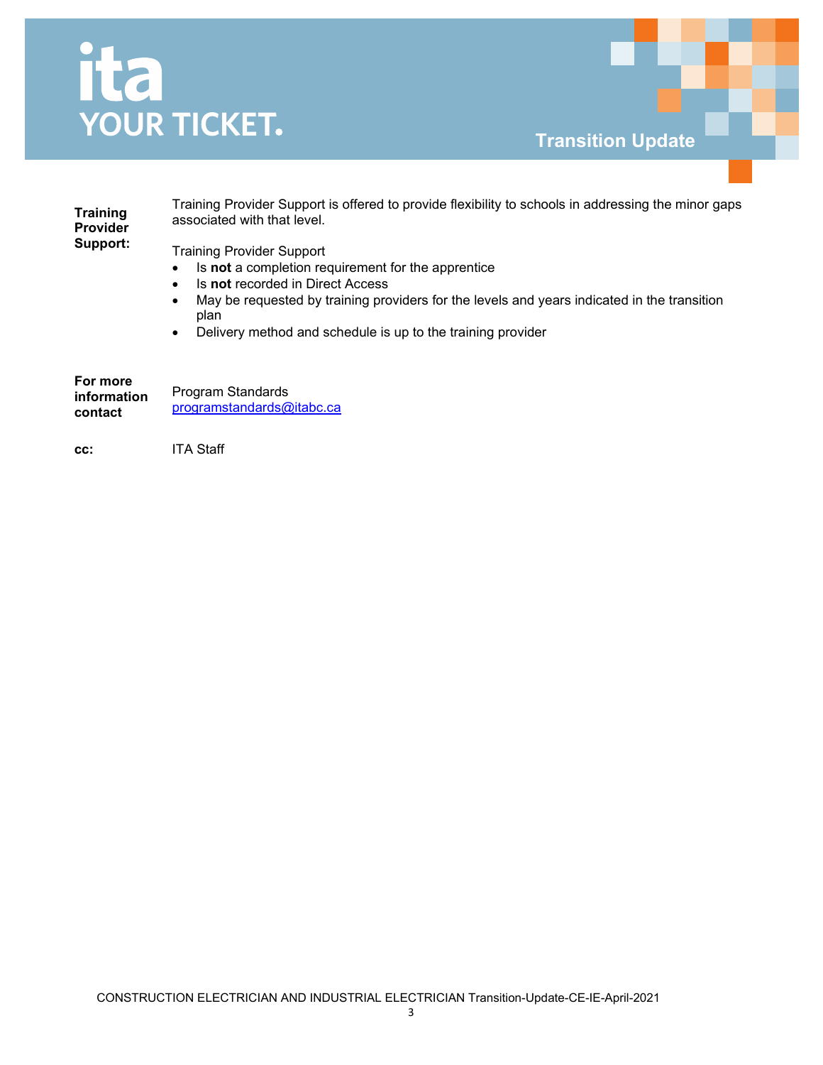**ita YOUR TICKET.**

**Transition Update**

**Training Provider Support:**

Training Provider Support is offered to provide flexibility to schools in addressing the minor gaps associated with that level.

Training Provider Support

- Is **not** a completion requirement for the apprentice
- Is **not** recorded in Direct Access
- May be requested by training providers for the levels and years indicated in the transition plan
- Delivery method and schedule is up to the training provider

**For more information contact**

Program Standards
programstandards@itabc.ca

**cc:** ITA Staff